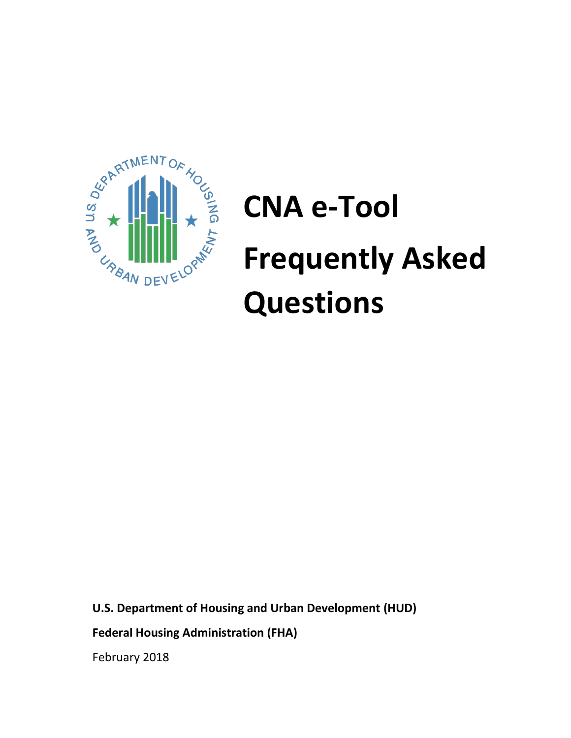# CNA e-Tool Frequently Asked Questions

**U.S. Department of Housing and Urban Development (HUD)**

**Federal Housing Administration (FHA)**

February 2018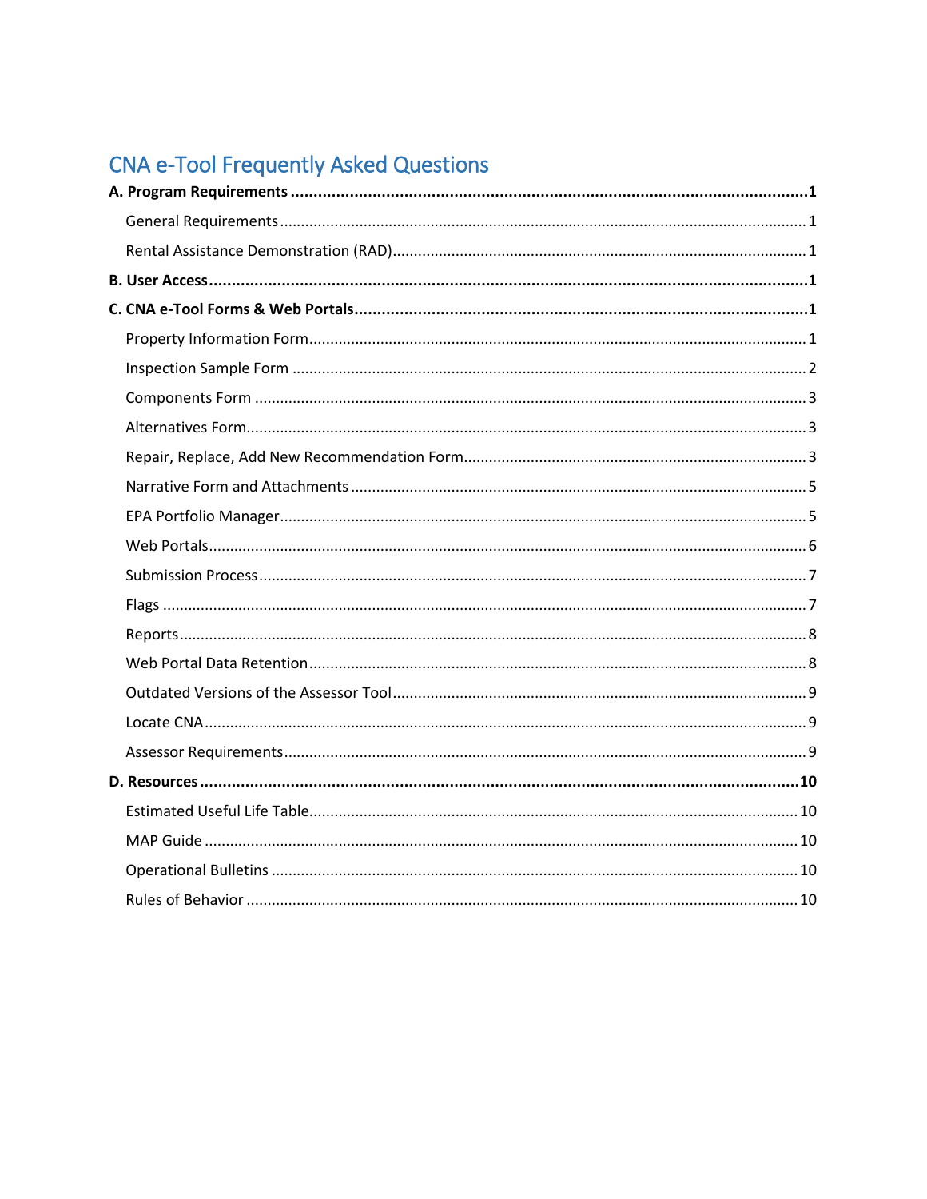# CNA e-Tool Frequently Asked Questions

**A. Program Requirements** ........ **1**

- General Requirements ........ 1
- Rental Assistance Demonstration (RAD) ........ 1

**B. User Access** ........ **1**

**C. CNA e-Tool Forms & Web Portals** ........ **1**

- Property Information Form ........ 1
- Inspection Sample Form ........ 2
- Components Form ........ 3
- Alternatives Form ........ 3
- Repair, Replace, Add New Recommendation Form ........ 3
- Narrative Form and Attachments ........ 5
- EPA Portfolio Manager ........ 5
- Web Portals ........ 6
- Submission Process ........ 7
- Flags ........ 7
- Reports ........ 8
- Web Portal Data Retention ........ 8
- Outdated Versions of the Assessor Tool ........ 9
- Locate CNA ........ 9
- Assessor Requirements ........ 9

**D. Resources** ........ **10**

- Estimated Useful Life Table ........ 10
- MAP Guide ........ 10
- Operational Bulletins ........ 10
- Rules of Behavior ........ 10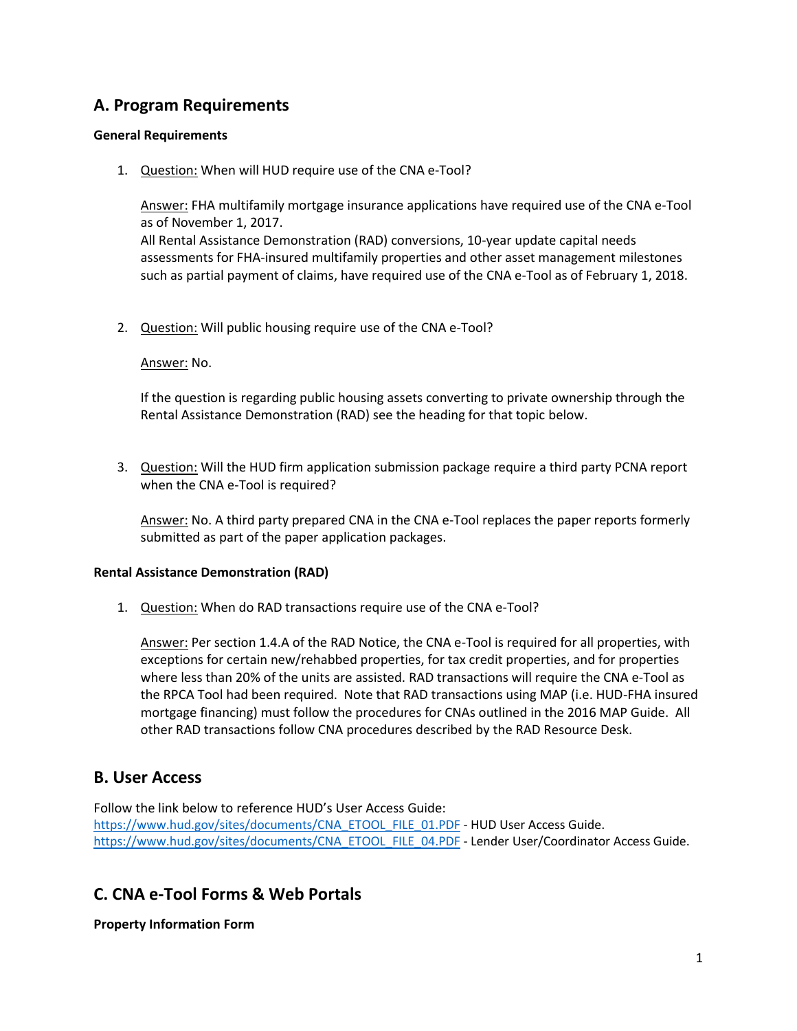## A. Program Requirements

### General Requirements

1. Question: When will HUD require use of the CNA e-Tool?

   Answer: FHA multifamily mortgage insurance applications have required use of the CNA e-Tool as of November 1, 2017.
   All Rental Assistance Demonstration (RAD) conversions, 10-year update capital needs assessments for FHA-insured multifamily properties and other asset management milestones such as partial payment of claims, have required use of the CNA e-Tool as of February 1, 2018.

2. Question: Will public housing require use of the CNA e-Tool?

   Answer: No.

   If the question is regarding public housing assets converting to private ownership through the Rental Assistance Demonstration (RAD) see the heading for that topic below.

3. Question: Will the HUD firm application submission package require a third party PCNA report when the CNA e-Tool is required?

   Answer: No. A third party prepared CNA in the CNA e-Tool replaces the paper reports formerly submitted as part of the paper application packages.

### Rental Assistance Demonstration (RAD)

1. Question: When do RAD transactions require use of the CNA e-Tool?

   Answer: Per section 1.4.A of the RAD Notice, the CNA e-Tool is required for all properties, with exceptions for certain new/rehabbed properties, for tax credit properties, and for properties where less than 20% of the units are assisted. RAD transactions will require the CNA e-Tool as the RPCA Tool had been required. Note that RAD transactions using MAP (i.e. HUD-FHA insured mortgage financing) must follow the procedures for CNAs outlined in the 2016 MAP Guide. All other RAD transactions follow CNA procedures described by the RAD Resource Desk.

## B. User Access

Follow the link below to reference HUD's User Access Guide:
https://www.hud.gov/sites/documents/CNA_ETOOL_FILE_01.PDF - HUD User Access Guide.
https://www.hud.gov/sites/documents/CNA_ETOOL_FILE_04.PDF - Lender User/Coordinator Access Guide.

## C. CNA e-Tool Forms & Web Portals

### Property Information Form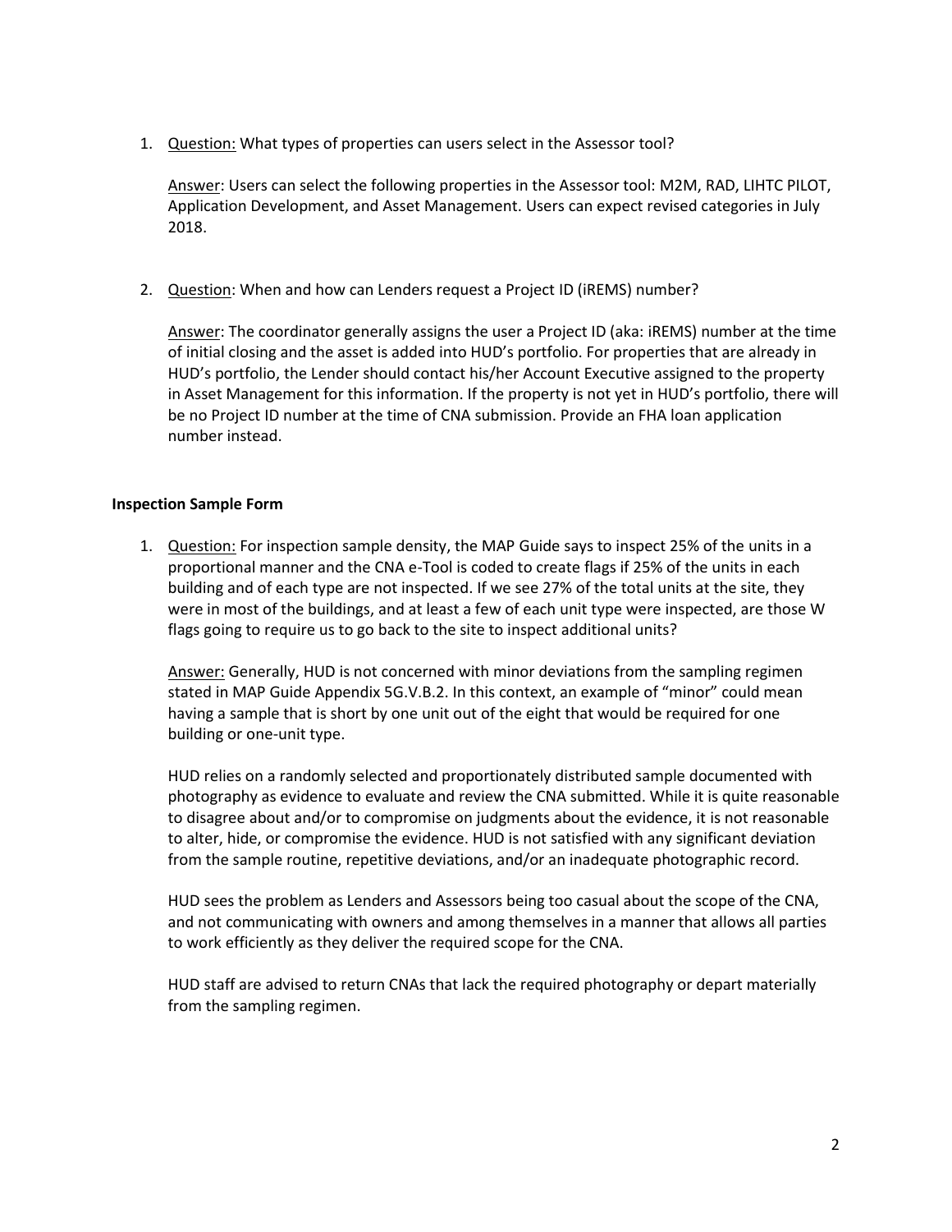1. <u>Question:</u> What types of properties can users select in the Assessor tool?

   <u>Answer</u>: Users can select the following properties in the Assessor tool: M2M, RAD, LIHTC PILOT, Application Development, and Asset Management. Users can expect revised categories in July 2018.

2. <u>Question</u>: When and how can Lenders request a Project ID (iREMS) number?

   <u>Answer</u>: The coordinator generally assigns the user a Project ID (aka: iREMS) number at the time of initial closing and the asset is added into HUD's portfolio. For properties that are already in HUD's portfolio, the Lender should contact his/her Account Executive assigned to the property in Asset Management for this information. If the property is not yet in HUD's portfolio, there will be no Project ID number at the time of CNA submission. Provide an FHA loan application number instead.

**Inspection Sample Form**

1. <u>Question:</u> For inspection sample density, the MAP Guide says to inspect 25% of the units in a proportional manner and the CNA e-Tool is coded to create flags if 25% of the units in each building and of each type are not inspected. If we see 27% of the total units at the site, they were in most of the buildings, and at least a few of each unit type were inspected, are those W flags going to require us to go back to the site to inspect additional units?

   <u>Answer:</u> Generally, HUD is not concerned with minor deviations from the sampling regimen stated in MAP Guide Appendix 5G.V.B.2. In this context, an example of "minor" could mean having a sample that is short by one unit out of the eight that would be required for one building or one-unit type.

   HUD relies on a randomly selected and proportionately distributed sample documented with photography as evidence to evaluate and review the CNA submitted. While it is quite reasonable to disagree about and/or to compromise on judgments about the evidence, it is not reasonable to alter, hide, or compromise the evidence. HUD is not satisfied with any significant deviation from the sample routine, repetitive deviations, and/or an inadequate photographic record.

   HUD sees the problem as Lenders and Assessors being too casual about the scope of the CNA, and not communicating with owners and among themselves in a manner that allows all parties to work efficiently as they deliver the required scope for the CNA.

   HUD staff are advised to return CNAs that lack the required photography or depart materially from the sampling regimen.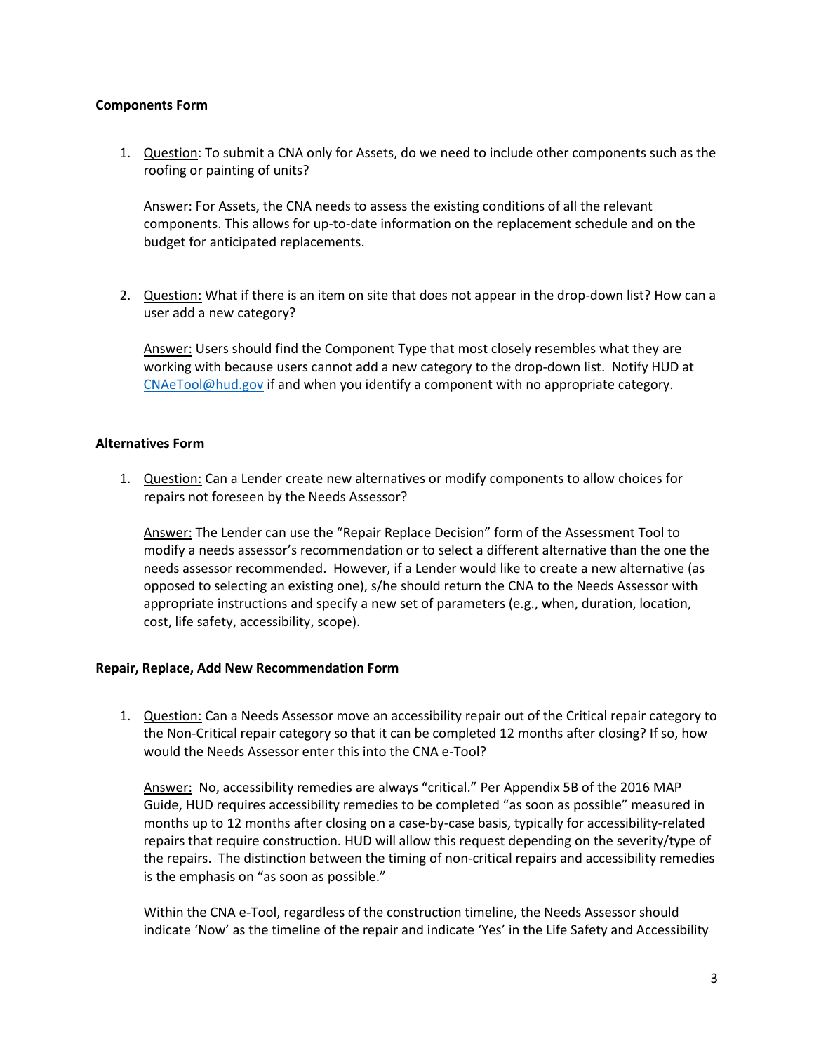**Components Form**

1. <u>Question</u>: To submit a CNA only for Assets, do we need to include other components such as the roofing or painting of units?

   <u>Answer:</u> For Assets, the CNA needs to assess the existing conditions of all the relevant components. This allows for up-to-date information on the replacement schedule and on the budget for anticipated replacements.

2. <u>Question:</u> What if there is an item on site that does not appear in the drop-down list? How can a user add a new category?

   <u>Answer:</u> Users should find the Component Type that most closely resembles what they are working with because users cannot add a new category to the drop-down list. Notify HUD at CNAeTool@hud.gov if and when you identify a component with no appropriate category.

**Alternatives Form**

1. <u>Question:</u> Can a Lender create new alternatives or modify components to allow choices for repairs not foreseen by the Needs Assessor?

   <u>Answer:</u> The Lender can use the "Repair Replace Decision" form of the Assessment Tool to modify a needs assessor's recommendation or to select a different alternative than the one the needs assessor recommended. However, if a Lender would like to create a new alternative (as opposed to selecting an existing one), s/he should return the CNA to the Needs Assessor with appropriate instructions and specify a new set of parameters (e.g., when, duration, location, cost, life safety, accessibility, scope).

**Repair, Replace, Add New Recommendation Form**

1. <u>Question:</u> Can a Needs Assessor move an accessibility repair out of the Critical repair category to the Non-Critical repair category so that it can be completed 12 months after closing? If so, how would the Needs Assessor enter this into the CNA e-Tool?

   <u>Answer:</u> No, accessibility remedies are always "critical." Per Appendix 5B of the 2016 MAP Guide, HUD requires accessibility remedies to be completed "as soon as possible" measured in months up to 12 months after closing on a case-by-case basis, typically for accessibility-related repairs that require construction. HUD will allow this request depending on the severity/type of the repairs. The distinction between the timing of non-critical repairs and accessibility remedies is the emphasis on "as soon as possible."

   Within the CNA e-Tool, regardless of the construction timeline, the Needs Assessor should indicate 'Now' as the timeline of the repair and indicate 'Yes' in the Life Safety and Accessibility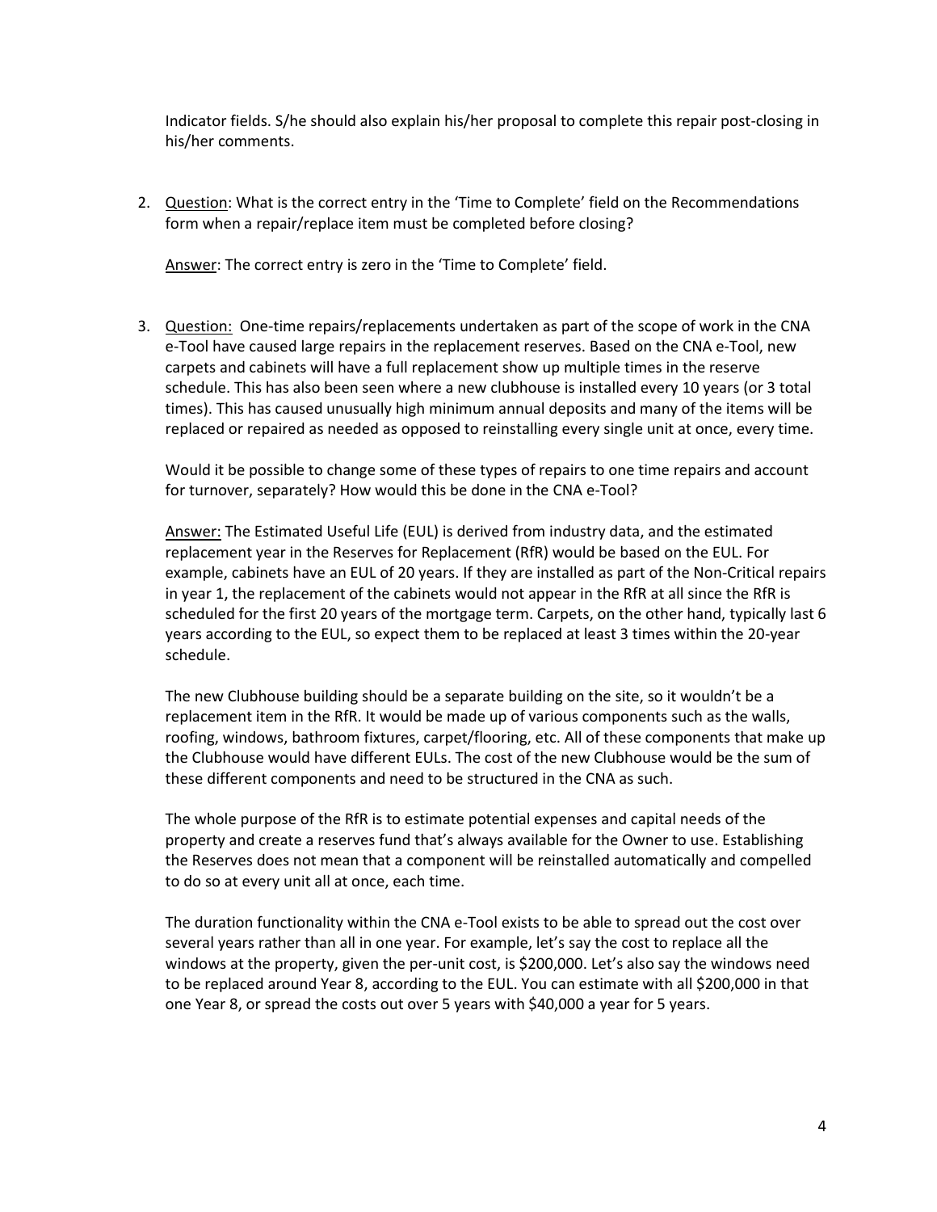Indicator fields. S/he should also explain his/her proposal to complete this repair post-closing in his/her comments.

2. Question: What is the correct entry in the 'Time to Complete' field on the Recommendations form when a repair/replace item must be completed before closing?

   Answer: The correct entry is zero in the 'Time to Complete' field.

3. Question: One-time repairs/replacements undertaken as part of the scope of work in the CNA e-Tool have caused large repairs in the replacement reserves. Based on the CNA e-Tool, new carpets and cabinets will have a full replacement show up multiple times in the reserve schedule. This has also been seen where a new clubhouse is installed every 10 years (or 3 total times). This has caused unusually high minimum annual deposits and many of the items will be replaced or repaired as needed as opposed to reinstalling every single unit at once, every time.

   Would it be possible to change some of these types of repairs to one time repairs and account for turnover, separately? How would this be done in the CNA e-Tool?

   Answer: The Estimated Useful Life (EUL) is derived from industry data, and the estimated replacement year in the Reserves for Replacement (RfR) would be based on the EUL. For example, cabinets have an EUL of 20 years. If they are installed as part of the Non-Critical repairs in year 1, the replacement of the cabinets would not appear in the RfR at all since the RfR is scheduled for the first 20 years of the mortgage term. Carpets, on the other hand, typically last 6 years according to the EUL, so expect them to be replaced at least 3 times within the 20-year schedule.

   The new Clubhouse building should be a separate building on the site, so it wouldn't be a replacement item in the RfR. It would be made up of various components such as the walls, roofing, windows, bathroom fixtures, carpet/flooring, etc. All of these components that make up the Clubhouse would have different EULs. The cost of the new Clubhouse would be the sum of these different components and need to be structured in the CNA as such.

   The whole purpose of the RfR is to estimate potential expenses and capital needs of the property and create a reserves fund that's always available for the Owner to use. Establishing the Reserves does not mean that a component will be reinstalled automatically and compelled to do so at every unit all at once, each time.

   The duration functionality within the CNA e-Tool exists to be able to spread out the cost over several years rather than all in one year. For example, let's say the cost to replace all the windows at the property, given the per-unit cost, is $200,000. Let's also say the windows need to be replaced around Year 8, according to the EUL. You can estimate with all $200,000 in that one Year 8, or spread the costs out over 5 years with $40,000 a year for 5 years.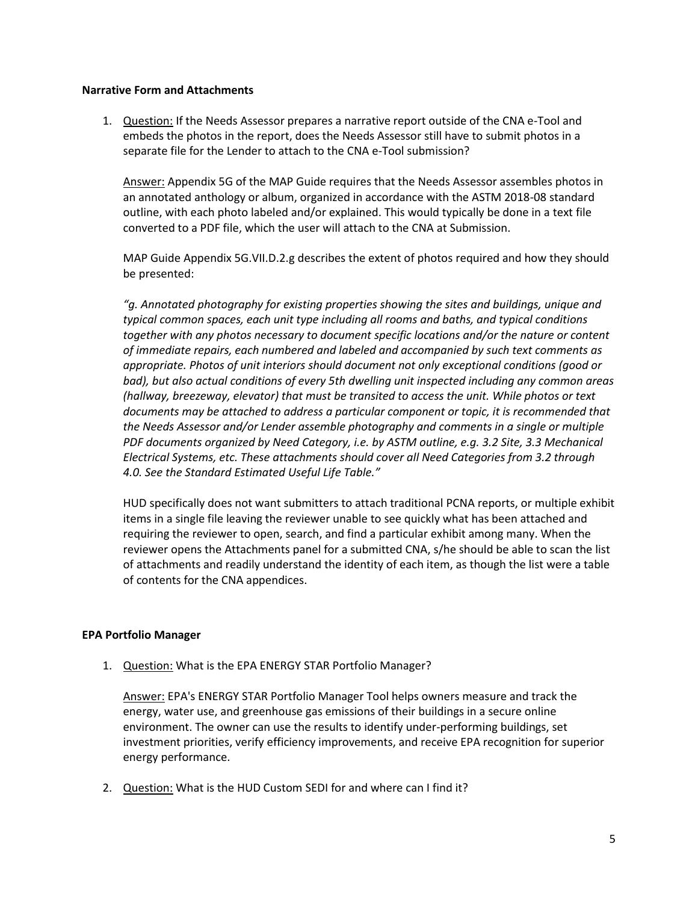**Narrative Form and Attachments**

1. Question: If the Needs Assessor prepares a narrative report outside of the CNA e-Tool and embeds the photos in the report, does the Needs Assessor still have to submit photos in a separate file for the Lender to attach to the CNA e-Tool submission?

   Answer: Appendix 5G of the MAP Guide requires that the Needs Assessor assembles photos in an annotated anthology or album, organized in accordance with the ASTM 2018-08 standard outline, with each photo labeled and/or explained. This would typically be done in a text file converted to a PDF file, which the user will attach to the CNA at Submission.

   MAP Guide Appendix 5G.VII.D.2.g describes the extent of photos required and how they should be presented:

   *"g. Annotated photography for existing properties showing the sites and buildings, unique and typical common spaces, each unit type including all rooms and baths, and typical conditions together with any photos necessary to document specific locations and/or the nature or content of immediate repairs, each numbered and labeled and accompanied by such text comments as appropriate. Photos of unit interiors should document not only exceptional conditions (good or bad), but also actual conditions of every 5th dwelling unit inspected including any common areas (hallway, breezeway, elevator) that must be transited to access the unit. While photos or text documents may be attached to address a particular component or topic, it is recommended that the Needs Assessor and/or Lender assemble photography and comments in a single or multiple PDF documents organized by Need Category, i.e. by ASTM outline, e.g. 3.2 Site, 3.3 Mechanical Electrical Systems, etc. These attachments should cover all Need Categories from 3.2 through 4.0. See the Standard Estimated Useful Life Table."*

   HUD specifically does not want submitters to attach traditional PCNA reports, or multiple exhibit items in a single file leaving the reviewer unable to see quickly what has been attached and requiring the reviewer to open, search, and find a particular exhibit among many. When the reviewer opens the Attachments panel for a submitted CNA, s/he should be able to scan the list of attachments and readily understand the identity of each item, as though the list were a table of contents for the CNA appendices.

**EPA Portfolio Manager**

1. Question: What is the EPA ENERGY STAR Portfolio Manager?

   Answer: EPA's ENERGY STAR Portfolio Manager Tool helps owners measure and track the energy, water use, and greenhouse gas emissions of their buildings in a secure online environment. The owner can use the results to identify under-performing buildings, set investment priorities, verify efficiency improvements, and receive EPA recognition for superior energy performance.

2. Question: What is the HUD Custom SEDI for and where can I find it?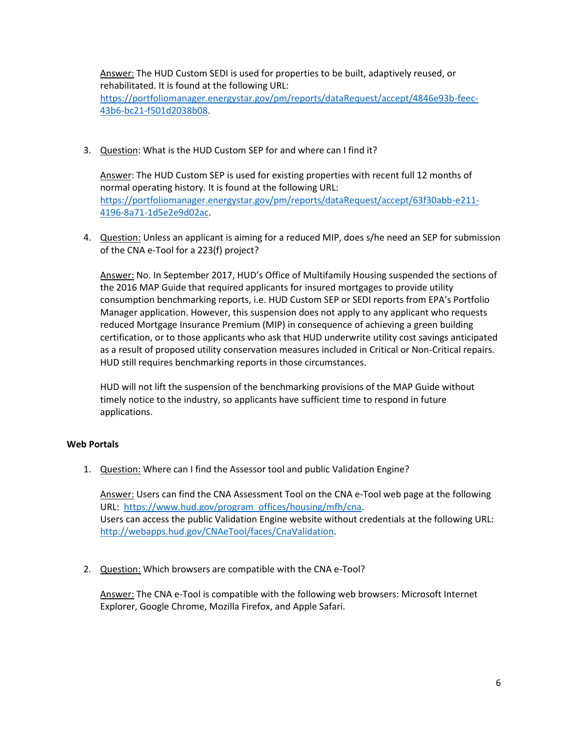Answer: The HUD Custom SEDI is used for properties to be built, adaptively reused, or rehabilitated. It is found at the following URL: https://portfoliomanager.energystar.gov/pm/reports/dataRequest/accept/4846e93b-feec-43b6-bc21-f501d2038b08.

3. Question: What is the HUD Custom SEP for and where can I find it?

   Answer: The HUD Custom SEP is used for existing properties with recent full 12 months of normal operating history. It is found at the following URL: https://portfoliomanager.energystar.gov/pm/reports/dataRequest/accept/63f30abb-e211-4196-8a71-1d5e2e9d02ac.

4. Question: Unless an applicant is aiming for a reduced MIP, does s/he need an SEP for submission of the CNA e-Tool for a 223(f) project?

   Answer: No. In September 2017, HUD's Office of Multifamily Housing suspended the sections of the 2016 MAP Guide that required applicants for insured mortgages to provide utility consumption benchmarking reports, i.e. HUD Custom SEP or SEDI reports from EPA's Portfolio Manager application. However, this suspension does not apply to any applicant who requests reduced Mortgage Insurance Premium (MIP) in consequence of achieving a green building certification, or to those applicants who ask that HUD underwrite utility cost savings anticipated as a result of proposed utility conservation measures included in Critical or Non-Critical repairs. HUD still requires benchmarking reports in those circumstances.

   HUD will not lift the suspension of the benchmarking provisions of the MAP Guide without timely notice to the industry, so applicants have sufficient time to respond in future applications.

**Web Portals**

1. Question: Where can I find the Assessor tool and public Validation Engine?

   Answer: Users can find the CNA Assessment Tool on the CNA e-Tool web page at the following URL: https://www.hud.gov/program_offices/housing/mfh/cna.
   Users can access the public Validation Engine website without credentials at the following URL: http://webapps.hud.gov/CNAeTool/faces/CnaValidation.

2. Question: Which browsers are compatible with the CNA e-Tool?

   Answer: The CNA e-Tool is compatible with the following web browsers: Microsoft Internet Explorer, Google Chrome, Mozilla Firefox, and Apple Safari.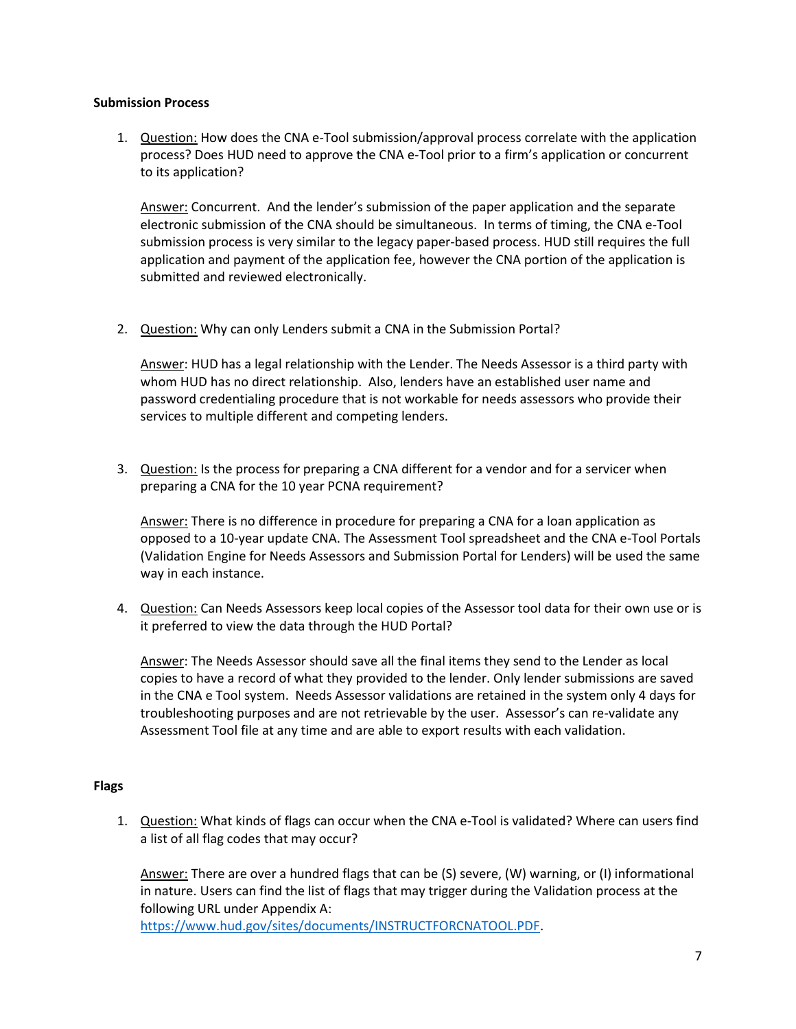**Submission Process**

1. Question: How does the CNA e-Tool submission/approval process correlate with the application process? Does HUD need to approve the CNA e-Tool prior to a firm's application or concurrent to its application?

   Answer: Concurrent. And the lender's submission of the paper application and the separate electronic submission of the CNA should be simultaneous. In terms of timing, the CNA e-Tool submission process is very similar to the legacy paper-based process. HUD still requires the full application and payment of the application fee, however the CNA portion of the application is submitted and reviewed electronically.

2. Question: Why can only Lenders submit a CNA in the Submission Portal?

   Answer: HUD has a legal relationship with the Lender. The Needs Assessor is a third party with whom HUD has no direct relationship. Also, lenders have an established user name and password credentialing procedure that is not workable for needs assessors who provide their services to multiple different and competing lenders.

3. Question: Is the process for preparing a CNA different for a vendor and for a servicer when preparing a CNA for the 10 year PCNA requirement?

   Answer: There is no difference in procedure for preparing a CNA for a loan application as opposed to a 10-year update CNA. The Assessment Tool spreadsheet and the CNA e-Tool Portals (Validation Engine for Needs Assessors and Submission Portal for Lenders) will be used the same way in each instance.

4. Question: Can Needs Assessors keep local copies of the Assessor tool data for their own use or is it preferred to view the data through the HUD Portal?

   Answer: The Needs Assessor should save all the final items they send to the Lender as local copies to have a record of what they provided to the lender. Only lender submissions are saved in the CNA e Tool system. Needs Assessor validations are retained in the system only 4 days for troubleshooting purposes and are not retrievable by the user. Assessor's can re-validate any Assessment Tool file at any time and are able to export results with each validation.

**Flags**

1. Question: What kinds of flags can occur when the CNA e-Tool is validated? Where can users find a list of all flag codes that may occur?

   Answer: There are over a hundred flags that can be (S) severe, (W) warning, or (I) informational in nature. Users can find the list of flags that may trigger during the Validation process at the following URL under Appendix A: https://www.hud.gov/sites/documents/INSTRUCTFORCNATOOL.PDF.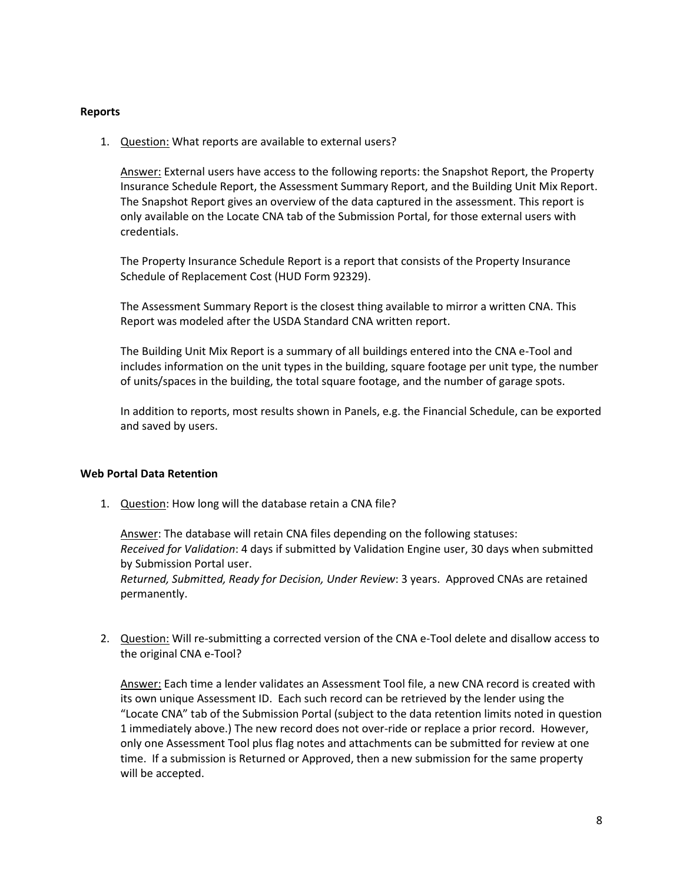**Reports**

1. Question: What reports are available to external users?

   Answer: External users have access to the following reports: the Snapshot Report, the Property Insurance Schedule Report, the Assessment Summary Report, and the Building Unit Mix Report. The Snapshot Report gives an overview of the data captured in the assessment. This report is only available on the Locate CNA tab of the Submission Portal, for those external users with credentials.

   The Property Insurance Schedule Report is a report that consists of the Property Insurance Schedule of Replacement Cost (HUD Form 92329).

   The Assessment Summary Report is the closest thing available to mirror a written CNA. This Report was modeled after the USDA Standard CNA written report.

   The Building Unit Mix Report is a summary of all buildings entered into the CNA e-Tool and includes information on the unit types in the building, square footage per unit type, the number of units/spaces in the building, the total square footage, and the number of garage spots.

   In addition to reports, most results shown in Panels, e.g. the Financial Schedule, can be exported and saved by users.

**Web Portal Data Retention**

1. Question: How long will the database retain a CNA file?

   Answer: The database will retain CNA files depending on the following statuses:
   *Received for Validation*: 4 days if submitted by Validation Engine user, 30 days when submitted by Submission Portal user.
   *Returned, Submitted, Ready for Decision, Under Review*: 3 years. Approved CNAs are retained permanently.

2. Question: Will re-submitting a corrected version of the CNA e-Tool delete and disallow access to the original CNA e-Tool?

   Answer: Each time a lender validates an Assessment Tool file, a new CNA record is created with its own unique Assessment ID. Each such record can be retrieved by the lender using the "Locate CNA" tab of the Submission Portal (subject to the data retention limits noted in question 1 immediately above.) The new record does not over-ride or replace a prior record. However, only one Assessment Tool plus flag notes and attachments can be submitted for review at one time. If a submission is Returned or Approved, then a new submission for the same property will be accepted.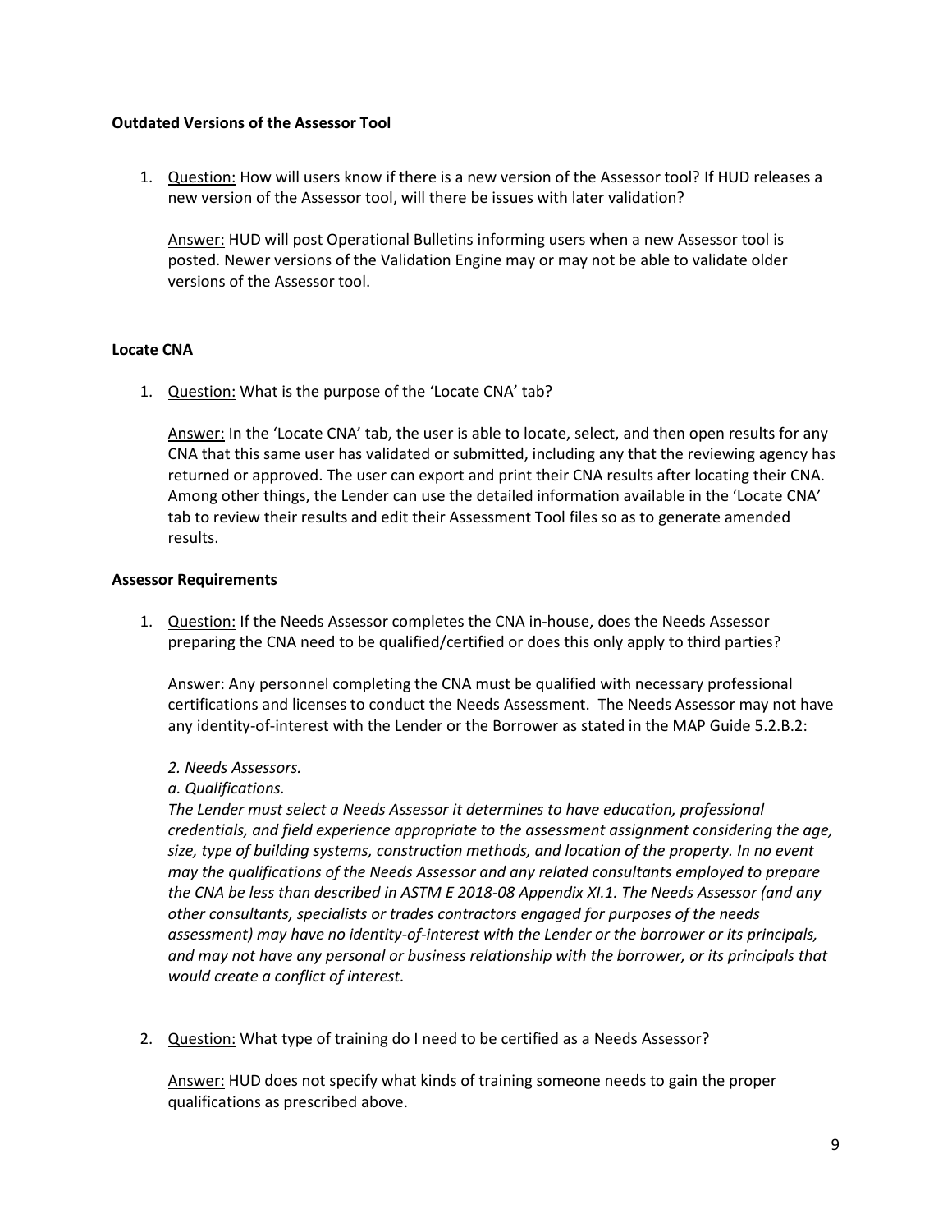**Outdated Versions of the Assessor Tool**

1. Question: How will users know if there is a new version of the Assessor tool? If HUD releases a new version of the Assessor tool, will there be issues with later validation?

   Answer: HUD will post Operational Bulletins informing users when a new Assessor tool is posted. Newer versions of the Validation Engine may or may not be able to validate older versions of the Assessor tool.

**Locate CNA**

1. Question: What is the purpose of the 'Locate CNA' tab?

   Answer: In the 'Locate CNA' tab, the user is able to locate, select, and then open results for any CNA that this same user has validated or submitted, including any that the reviewing agency has returned or approved. The user can export and print their CNA results after locating their CNA. Among other things, the Lender can use the detailed information available in the 'Locate CNA' tab to review their results and edit their Assessment Tool files so as to generate amended results.

**Assessor Requirements**

1. Question: If the Needs Assessor completes the CNA in-house, does the Needs Assessor preparing the CNA need to be qualified/certified or does this only apply to third parties?

   Answer: Any personnel completing the CNA must be qualified with necessary professional certifications and licenses to conduct the Needs Assessment. The Needs Assessor may not have any identity-of-interest with the Lender or the Borrower as stated in the MAP Guide 5.2.B.2:

   *2. Needs Assessors.*

   *a. Qualifications.*

   *The Lender must select a Needs Assessor it determines to have education, professional credentials, and field experience appropriate to the assessment assignment considering the age, size, type of building systems, construction methods, and location of the property. In no event may the qualifications of the Needs Assessor and any related consultants employed to prepare the CNA be less than described in ASTM E 2018-08 Appendix XI.1. The Needs Assessor (and any other consultants, specialists or trades contractors engaged for purposes of the needs assessment) may have no identity-of-interest with the Lender or the borrower or its principals, and may not have any personal or business relationship with the borrower, or its principals that would create a conflict of interest.*

2. Question: What type of training do I need to be certified as a Needs Assessor?

   Answer: HUD does not specify what kinds of training someone needs to gain the proper qualifications as prescribed above.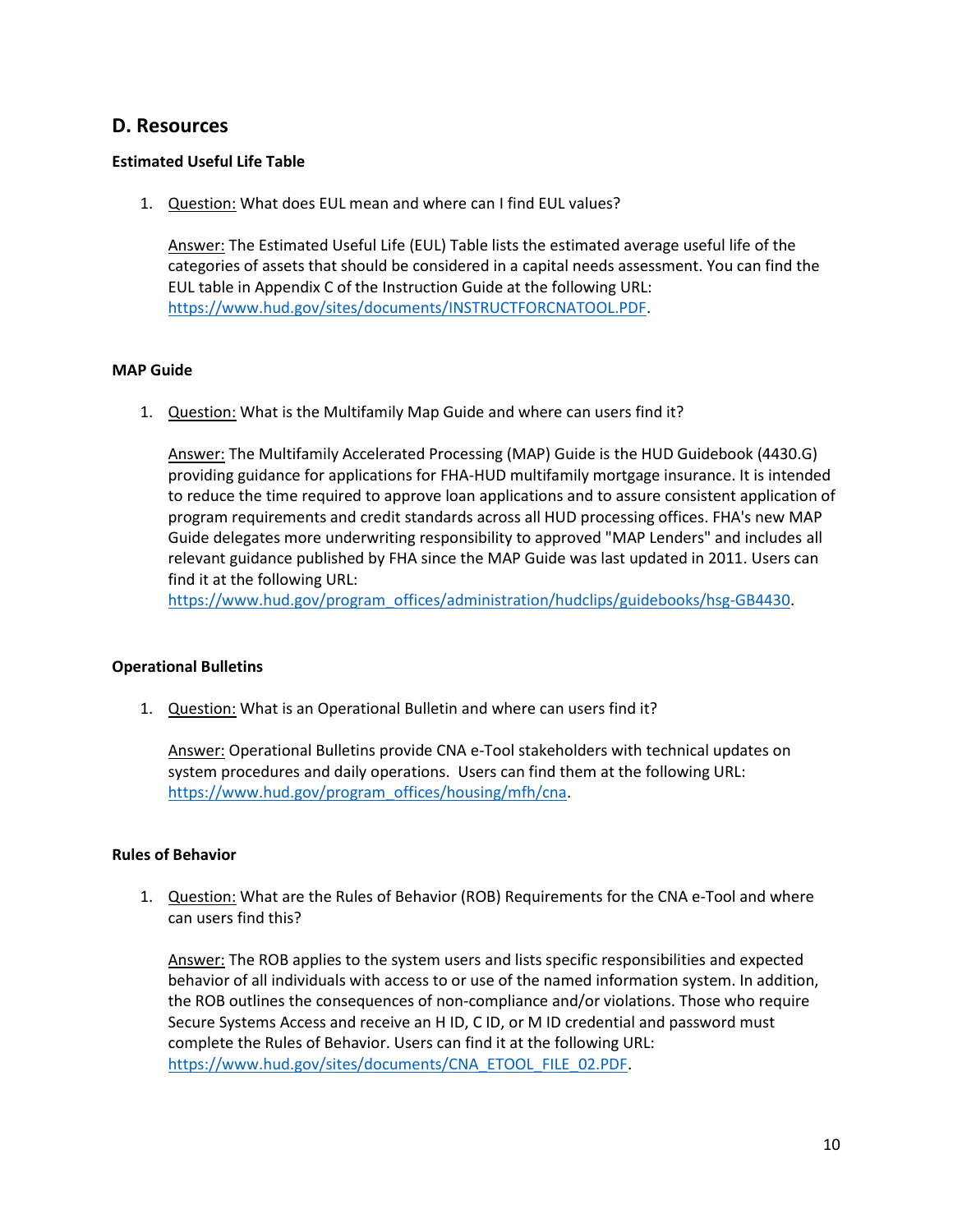## D. Resources

### Estimated Useful Life Table

1. Question: What does EUL mean and where can I find EUL values?

   Answer: The Estimated Useful Life (EUL) Table lists the estimated average useful life of the categories of assets that should be considered in a capital needs assessment. You can find the EUL table in Appendix C of the Instruction Guide at the following URL: https://www.hud.gov/sites/documents/INSTRUCTFORCNATOOL.PDF.

### MAP Guide

1. Question: What is the Multifamily Map Guide and where can users find it?

   Answer: The Multifamily Accelerated Processing (MAP) Guide is the HUD Guidebook (4430.G) providing guidance for applications for FHA-HUD multifamily mortgage insurance. It is intended to reduce the time required to approve loan applications and to assure consistent application of program requirements and credit standards across all HUD processing offices. FHA's new MAP Guide delegates more underwriting responsibility to approved "MAP Lenders" and includes all relevant guidance published by FHA since the MAP Guide was last updated in 2011. Users can find it at the following URL: https://www.hud.gov/program_offices/administration/hudclips/guidebooks/hsg-GB4430.

### Operational Bulletins

1. Question: What is an Operational Bulletin and where can users find it?

   Answer: Operational Bulletins provide CNA e-Tool stakeholders with technical updates on system procedures and daily operations. Users can find them at the following URL: https://www.hud.gov/program_offices/housing/mfh/cna.

### Rules of Behavior

1. Question: What are the Rules of Behavior (ROB) Requirements for the CNA e-Tool and where can users find this?

   Answer: The ROB applies to the system users and lists specific responsibilities and expected behavior of all individuals with access to or use of the named information system. In addition, the ROB outlines the consequences of non-compliance and/or violations. Those who require Secure Systems Access and receive an H ID, C ID, or M ID credential and password must complete the Rules of Behavior. Users can find it at the following URL: https://www.hud.gov/sites/documents/CNA_ETOOL_FILE_02.PDF.